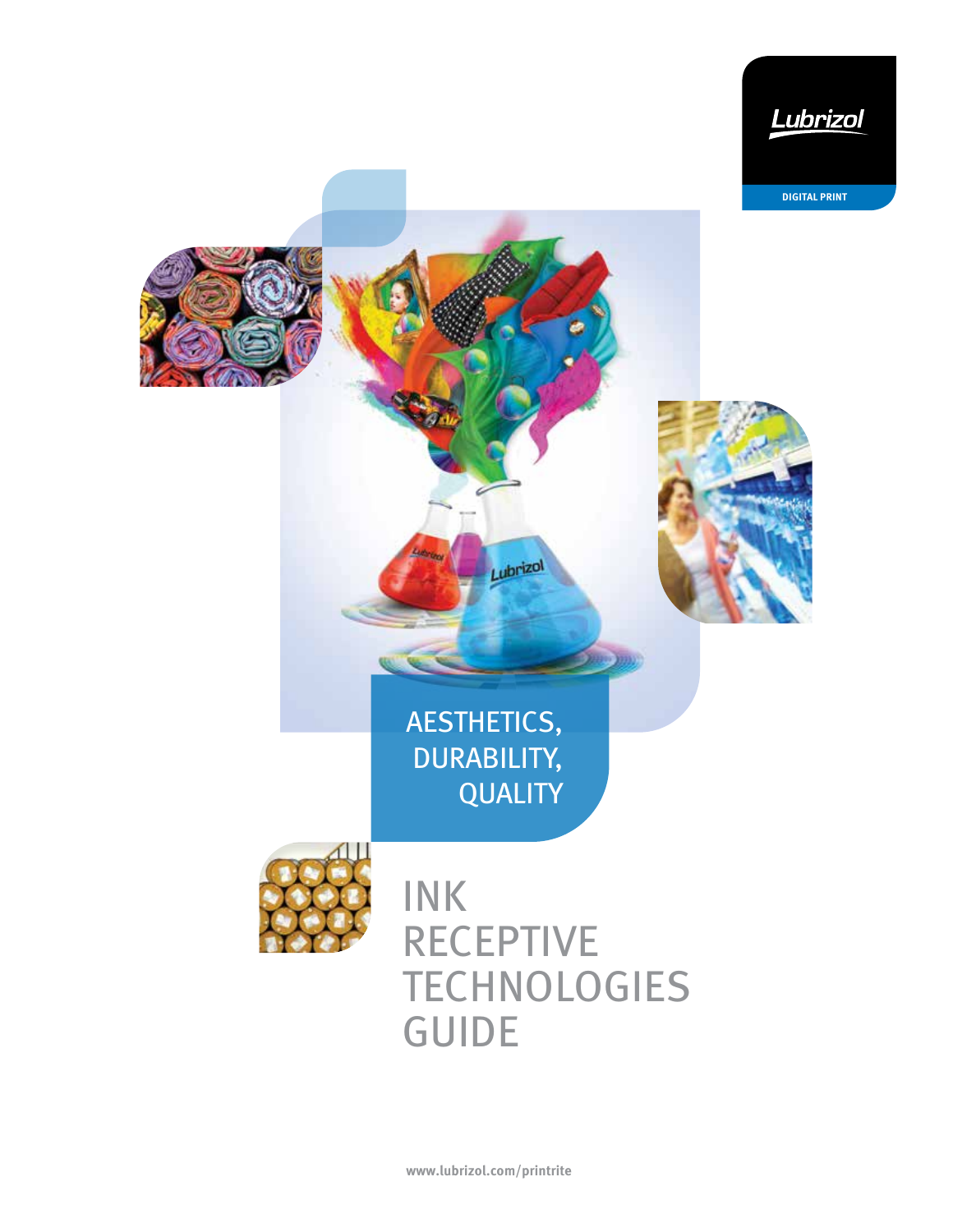Lubrizol

DIGITAL PRINT

AESTHETICS, DURABILITY, QUALITY

# INK RECEPTIVE TECHNOLOGIES GUIDE

www.lubrizol.com/printrite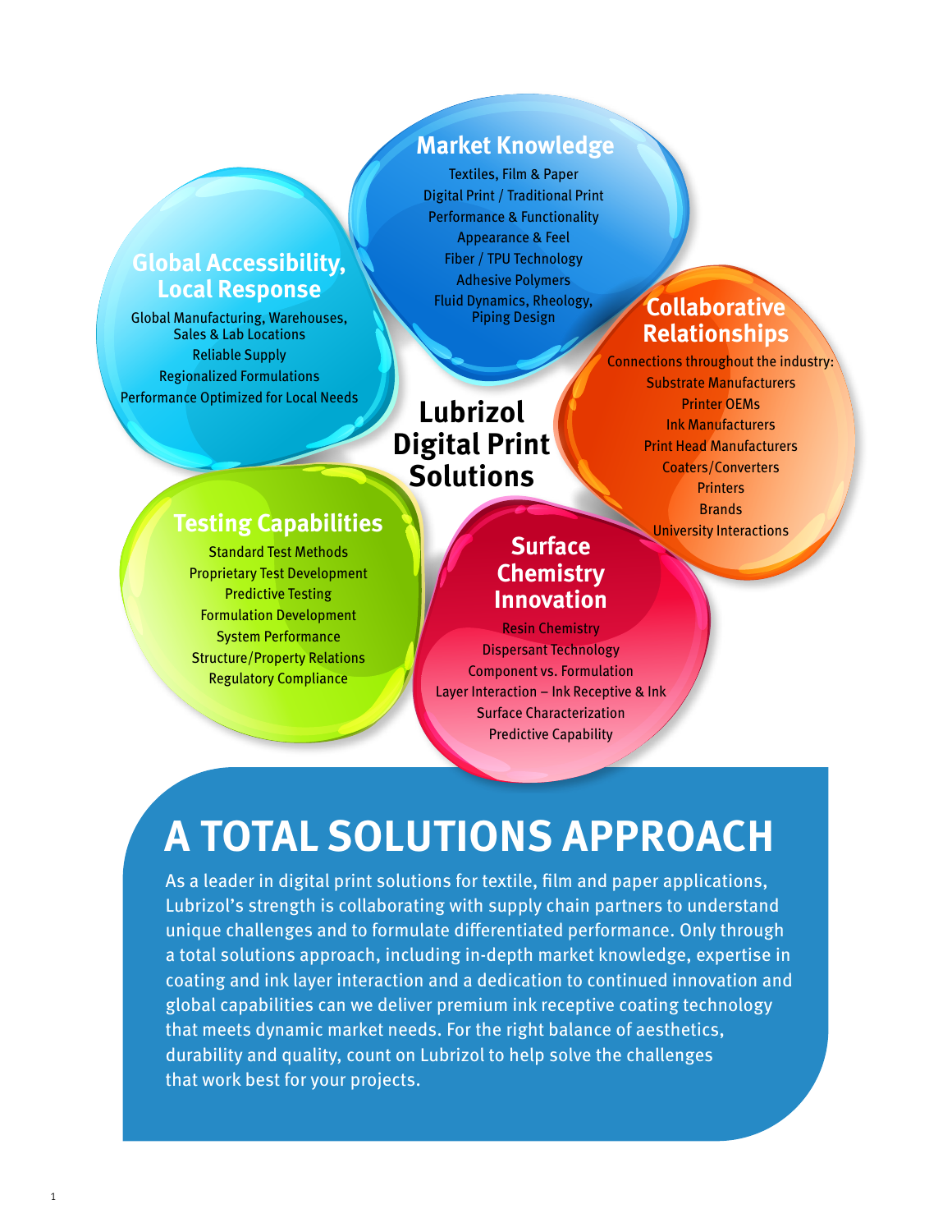## Lubrizol Digital Print Solutions

### Market Knowledge

Textiles, Film & Paper
Digital Print / Traditional Print
Performance & Functionality
Appearance & Feel
Fiber / TPU Technology
Adhesive Polymers
Fluid Dynamics, Rheology, Piping Design

### Global Accessibility, Local Response

Global Manufacturing, Warehouses, Sales & Lab Locations
Reliable Supply
Regionalized Formulations
Performance Optimized for Local Needs

### Collaborative Relationships

Connections throughout the industry:
Substrate Manufacturers
Printer OEMs
Ink Manufacturers
Print Head Manufacturers
Coaters/Converters
Printers
Brands
University Interactions

### Testing Capabilities

Standard Test Methods
Proprietary Test Development
Predictive Testing
Formulation Development
System Performance
Structure/Property Relations
Regulatory Compliance

### Surface Chemistry Innovation

Resin Chemistry
Dispersant Technology
Component vs. Formulation
Layer Interaction – Ink Receptive & Ink
Surface Characterization
Predictive Capability

# A TOTAL SOLUTIONS APPROACH

As a leader in digital print solutions for textile, film and paper applications, Lubrizol's strength is collaborating with supply chain partners to understand unique challenges and to formulate differentiated performance. Only through a total solutions approach, including in-depth market knowledge, expertise in coating and ink layer interaction and a dedication to continued innovation and global capabilities can we deliver premium ink receptive coating technology that meets dynamic market needs. For the right balance of aesthetics, durability and quality, count on Lubrizol to help solve the challenges that work best for your projects.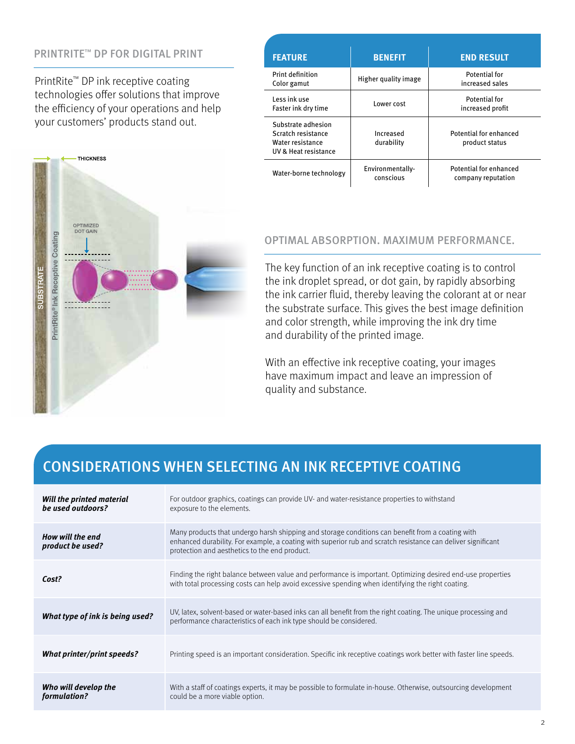## PRINTRITE™ DP FOR DIGITAL PRINT

PrintRite™ DP ink receptive coating technologies offer solutions that improve the efficiency of your operations and help your customers' products stand out.

| FEATURE | BENEFIT | END RESULT |
|---|---|---|
| Print definition<br>Color gamut | Higher quality image | Potential for increased sales |
| Less ink use<br>Faster ink dry time | Lower cost | Potential for increased profit |
| Substrate adhesion<br>Scratch resistance<br>Water resistance<br>UV & Heat resistance | Increased durability | Potential for enhanced product status |
| Water-borne technology | Environmentally-conscious | Potential for enhanced company reputation |

## OPTIMAL ABSORPTION. MAXIMUM PERFORMANCE.

The key function of an ink receptive coating is to control the ink droplet spread, or dot gain, by rapidly absorbing the ink carrier fluid, thereby leaving the colorant at or near the substrate surface. This gives the best image definition and color strength, while improving the ink dry time and durability of the printed image.

With an effective ink receptive coating, your images have maximum impact and leave an impression of quality and substance.

## CONSIDERATIONS WHEN SELECTING AN INK RECEPTIVE COATING

| | |
|---|---|
| ***Will the printed material be used outdoors?*** | For outdoor graphics, coatings can provide UV- and water-resistance properties to withstand exposure to the elements. |
| ***How will the end product be used?*** | Many products that undergo harsh shipping and storage conditions can benefit from a coating with enhanced durability. For example, a coating with superior rub and scratch resistance can deliver significant protection and aesthetics to the end product. |
| ***Cost?*** | Finding the right balance between value and performance is important. Optimizing desired end-use properties with total processing costs can help avoid excessive spending when identifying the right coating. |
| ***What type of ink is being used?*** | UV, latex, solvent-based or water-based inks can all benefit from the right coating. The unique processing and performance characteristics of each ink type should be considered. |
| ***What printer/print speeds?*** | Printing speed is an important consideration. Specific ink receptive coatings work better with faster line speeds. |
| ***Who will develop the formulation?*** | With a staff of coatings experts, it may be possible to formulate in-house. Otherwise, outsourcing development could be a more viable option. |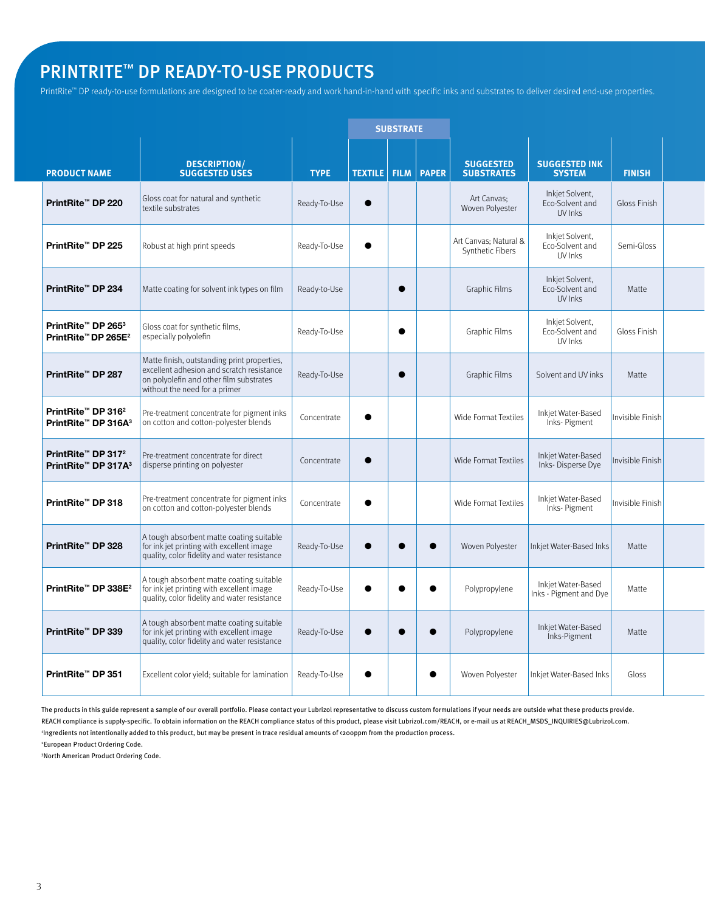# PRINTRITE™ DP READY-TO-USE PRODUCTS

PrintRite™ DP ready-to-use formulations are designed to be coater-ready and work hand-in-hand with specific inks and substrates to deliver desired end-use properties.

| PRODUCT NAME | DESCRIPTION/ SUGGESTED USES | TYPE | SUBSTRATE | | | SUGGESTED SUBSTRATES | SUGGESTED INK SYSTEM | FINISH |
|---|---|---|---|---|---|---|---|---|
| | | | TEXTILE | FILM | PAPER | | | |
| **PrintRite™ DP 220** | Gloss coat for natural and synthetic textile substrates | Ready-To-Use | ● | | | Art Canvas; Woven Polyester | Inkjet Solvent, Eco-Solvent and UV Inks | Gloss Finish |
| **PrintRite™ DP 225** | Robust at high print speeds | Ready-To-Use | ● | | | Art Canvas; Natural & Synthetic Fibers | Inkjet Solvent, Eco-Solvent and UV Inks | Semi-Gloss |
| **PrintRite™ DP 234** | Matte coating for solvent ink types on film | Ready-to-Use | | ● | | Graphic Films | Inkjet Solvent, Eco-Solvent and UV Inks | Matte |
| **PrintRite™ DP 265[3] PrintRite™ DP 265E[2]** | Gloss coat for synthetic films, especially polyolefin | Ready-To-Use | | ● | | Graphic Films | Inkjet Solvent, Eco-Solvent and UV Inks | Gloss Finish |
| **PrintRite™ DP 287** | Matte finish, outstanding print properties, excellent adhesion and scratch resistance on polyolefin and other film substrates without the need for a primer | Ready-To-Use | | ● | | Graphic Films | Solvent and UV inks | Matte |
| **PrintRite™ DP 316[2] PrintRite™ DP 316A[3]** | Pre-treatment concentrate for pigment inks on cotton and cotton-polyester blends | Concentrate | ● | | | Wide Format Textiles | Inkjet Water-Based Inks- Pigment | Invisible Finish |
| **PrintRite™ DP 317[2] PrintRite™ DP 317A[3]** | Pre-treatment concentrate for direct disperse printing on polyester | Concentrate | ● | | | Wide Format Textiles | Inkjet Water-Based Inks- Disperse Dye | Invisible Finish |
| **PrintRite™ DP 318** | Pre-treatment concentrate for pigment inks on cotton and cotton-polyester blends | Concentrate | ● | | | Wide Format Textiles | Inkjet Water-Based Inks- Pigment | Invisible Finish |
| **PrintRite™ DP 328** | A tough absorbent matte coating suitable for ink jet printing with excellent image quality, color fidelity and water resistance | Ready-To-Use | ● | ● | ● | Woven Polyester | Inkjet Water-Based Inks | Matte |
| **PrintRite™ DP 338E[2]** | A tough absorbent matte coating suitable for ink jet printing with excellent image quality, color fidelity and water resistance | Ready-To-Use | ● | ● | ● | Polypropylene | Inkjet Water-Based Inks - Pigment and Dye | Matte |
| **PrintRite™ DP 339** | A tough absorbent matte coating suitable for ink jet printing with excellent image quality, color fidelity and water resistance | Ready-To-Use | ● | ● | ● | Polypropylene | Inkjet Water-Based Inks-Pigment | Matte |
| **PrintRite™ DP 351** | Excellent color yield; suitable for lamination | Ready-To-Use | ● | | ● | Woven Polyester | Inkjet Water-Based Inks | Gloss |

The products in this guide represent a sample of our overall portfolio. Please contact your Lubrizol representative to discuss custom formulations if your needs are outside what these products provide.

REACH compliance is supply-specific. To obtain information on the REACH compliance status of this product, please visit Lubrizol.com/REACH, or e-mail us at REACH_MSDS_INQUIRIES@Lubrizol.com.

[1]Ingredients not intentionally added to this product, but may be present in trace residual amounts of <200ppm from the production process.

[2]European Product Ordering Code.

[3]North American Product Ordering Code.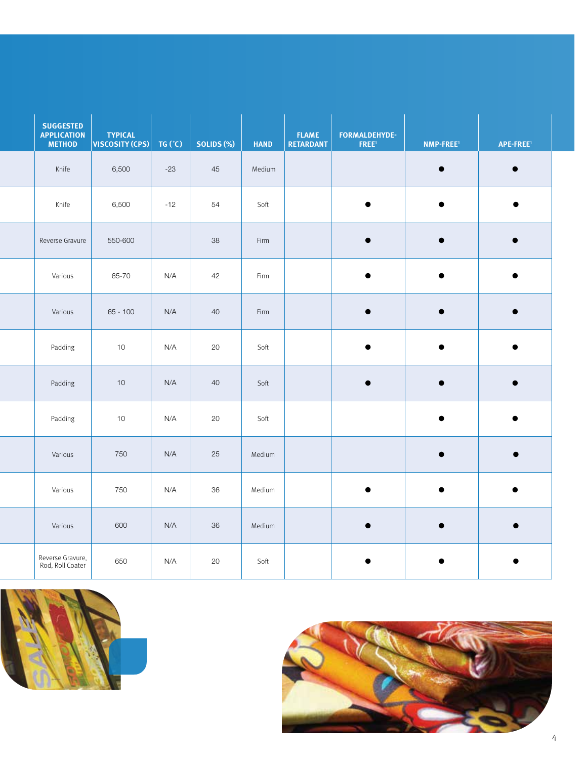| SUGGESTED APPLICATION METHOD | TYPICAL VISCOSITY (CPS) | TG (˚C) | SOLIDS (%) | HAND | FLAME RETARDANT | FORMALDEHYDE-FREE[1] | NMP-FREE[1] | APE-FREE[1] |
|---|---|---|---|---|---|---|---|---|
| Knife | 6,500 | -23 | 45 | Medium | | | ● | ● |
| Knife | 6,500 | -12 | 54 | Soft | | ● | ● | ● |
| Reverse Gravure | 550-600 | | 38 | Firm | | ● | ● | ● |
| Various | 65-70 | N/A | 42 | Firm | | ● | ● | ● |
| Various | 65 - 100 | N/A | 40 | Firm | | ● | ● | ● |
| Padding | 10 | N/A | 20 | Soft | | ● | ● | ● |
| Padding | 10 | N/A | 40 | Soft | | ● | ● | ● |
| Padding | 10 | N/A | 20 | Soft | | | ● | ● |
| Various | 750 | N/A | 25 | Medium | | | ● | ● |
| Various | 750 | N/A | 36 | Medium | | ● | ● | ● |
| Various | 600 | N/A | 36 | Medium | | ● | ● | ● |
| Reverse Gravure, Rod, Roll Coater | 650 | N/A | 20 | Soft | | ● | ● | ● |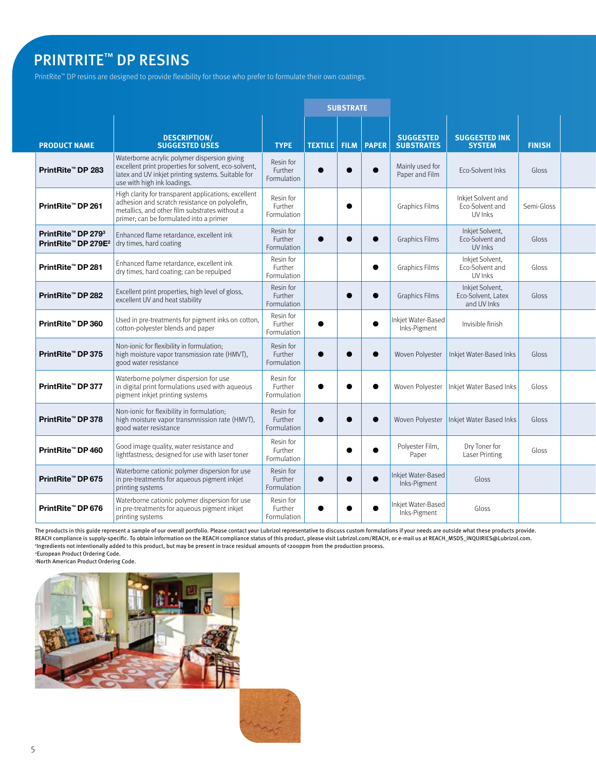# PRINTRITE™ DP RESINS

PrintRite™ DP resins are designed to provide flexibility for those who prefer to formulate their own coatings.

| PRODUCT NAME | DESCRIPTION/ SUGGESTED USES | TYPE | SUBSTRATE | | | SUGGESTED SUBSTRATES | SUGGESTED INK SYSTEM | FINISH |
|---|---|---|---|---|---|---|---|---|
| | | | TEXTILE | FILM | PAPER | | | |
| **PrintRite™ DP 283** | Waterborne acrylic polymer dispersion giving excellent print properties for solvent, eco-solvent, latex and UV inkjet printing systems. Suitable for use with high ink loadings. | Resin for Further Formulation | ● | ● | ● | Mainly used for Paper and Film | Eco-Solvent Inks | Gloss |
| **PrintRite™ DP 261** | High clarity for transparent applications; excellent adhesion and scratch resistance on polyolefin, metallics, and other film substrates without a primer; can be formulated into a primer | Resin for Further Formulation | | ● | | Graphics Films | Inkjet Solvent and Eco-Solvent and UV Inks | Semi-Gloss |
| **PrintRite™ DP 279[3] PrintRite™ DP 279E[2]** | Enhanced flame retardance, excellent ink dry times, hard coating | Resin for Further Formulation | ● | ● | ● | Graphics Films | Inkjet Solvent, Eco-Solvent and UV Inks | Gloss |
| **PrintRite™ DP 281** | Enhanced flame retardance, excellent ink dry times, hard coating; can be repulped | Resin for Further Formulation | | | ● | Graphics Films | Inkjet Solvent, Eco-Solvent and UV Inks | Gloss |
| **PrintRite™ DP 282** | Excellent print properties, high level of gloss, excellent UV and heat stability | Resin for Further Formulation | | ● | ● | Graphics Films | Inkjet Solvent, Eco-Solvent, Latex and UV Inks | Gloss |
| **PrintRite™ DP 360** | Used in pre-treatments for pigment inks on cotton, cotton-polyester blends and paper | Resin for Further Formulation | ● | | ● | Inkjet Water-Based Inks-Pigment | Invisible finish | |
| **PrintRite™ DP 375** | Non-ionic for flexibility in formulation; high moisture vapor transmission rate (HMVT), good water resistance | Resin for Further Formulation | ● | ● | ● | Woven Polyester | Inkjet Water-Based Inks | Gloss |
| **PrintRite™ DP 377** | Waterborne polymer dispersion for use in digital print formulations used with aqueous pigment inkjet printing systems | Resin for Further Formulation | ● | ● | ● | Woven Polyester | Inkjet Water Based Inks | Gloss |
| **PrintRite™ DP 378** | Non-ionic for flexibility in formulation; high moisture vapor transmission rate (HMVT), good water resistance | Resin for Further Formulation | ● | ● | ● | Woven Polyester | Inkjet Water Based Inks | Gloss |
| **PrintRite™ DP 460** | Good image quality, water resistance and lightfastness; designed for use with laser toner | Resin for Further Formulation | | ● | ● | Polyester Film, Paper | Dry Toner for Laser Printing | Gloss |
| **PrintRite™ DP 675** | Waterborne cationic polymer dispersion for use in pre-treatments for aqueous pigment inkjet printing systems | Resin for Further Formulation | ● | ● | ● | Inkjet Water-Based Inks-Pigment | Gloss | |
| **PrintRite™ DP 676** | Waterborne cationic polymer dispersion for use in pre-treatments for aqueous pigment inkjet printing systems | Resin for Further Formulation | ● | ● | ● | Inkjet Water-Based Inks-Pigment | Gloss | |

The products in this guide represent a sample of our overall portfolio. Please contact your Lubrizol representative to discuss custom formulations if your needs are outside what these products provide.
REACH compliance is supply-specific. To obtain information on the REACH compliance status of this product, please visit Lubrizol.com/REACH, or e-mail us at REACH_MSDS_INQUIRIES@Lubrizol.com.
[1]Ingredients not intentionally added to this product, but may be present in trace residual amounts of <200ppm from the production process.
[2]European Product Ordering Code.
[3]North American Product Ordering Code.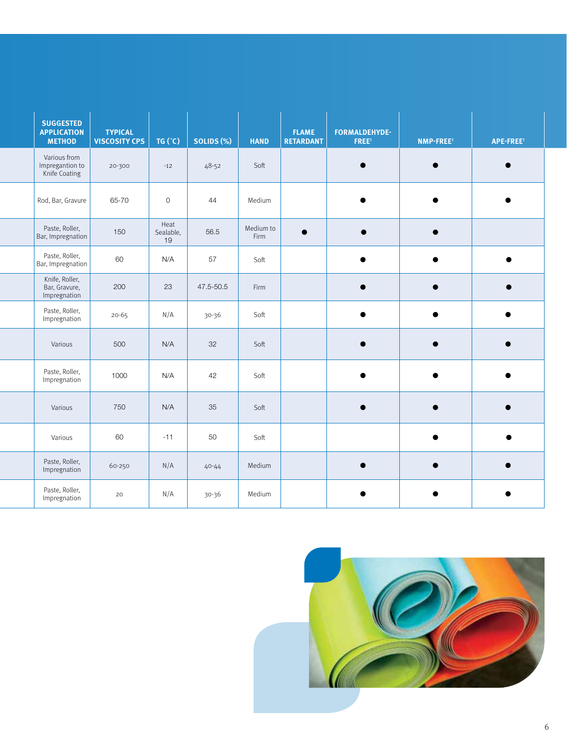| SUGGESTED APPLICATION METHOD | TYPICAL VISCOSITY CPS | TG (˚C) | SOLIDS (%) | HAND | FLAME RETARDANT | FORMALDEHYDE-FREE[1] | NMP-FREE[1] | APE-FREE[1] |
|---|---|---|---|---|---|---|---|---|
| Various from Impregantion to Knife Coating | 20-300 | -12 | 48-52 | Soft | | ● | ● | ● |
| Rod, Bar, Gravure | 65-70 | 0 | 44 | Medium | | ● | ● | ● |
| Paste, Roller, Bar, Impregnation | 150 | Heat Sealable, 19 | 56.5 | Medium to Firm | ● | ● | ● | |
| Paste, Roller, Bar, Impregnation | 60 | N/A | 57 | Soft | | ● | ● | ● |
| Knife, Roller, Bar, Gravure, Impregnation | 200 | 23 | 47.5-50.5 | Firm | | ● | ● | ● |
| Paste, Roller, Impregnation | 20-65 | N/A | 30-36 | Soft | | ● | ● | ● |
| Various | 500 | N/A | 32 | Soft | | ● | ● | ● |
| Paste, Roller, Impregnation | 1000 | N/A | 42 | Soft | | ● | ● | ● |
| Various | 750 | N/A | 35 | Soft | | ● | ● | ● |
| Various | 60 | -11 | 50 | Soft | | | ● | ● |
| Paste, Roller, Impregnation | 60-250 | N/A | 40-44 | Medium | | ● | ● | ● |
| Paste, Roller, Impregnation | 20 | N/A | 30-36 | Medium | | ● | ● | ● |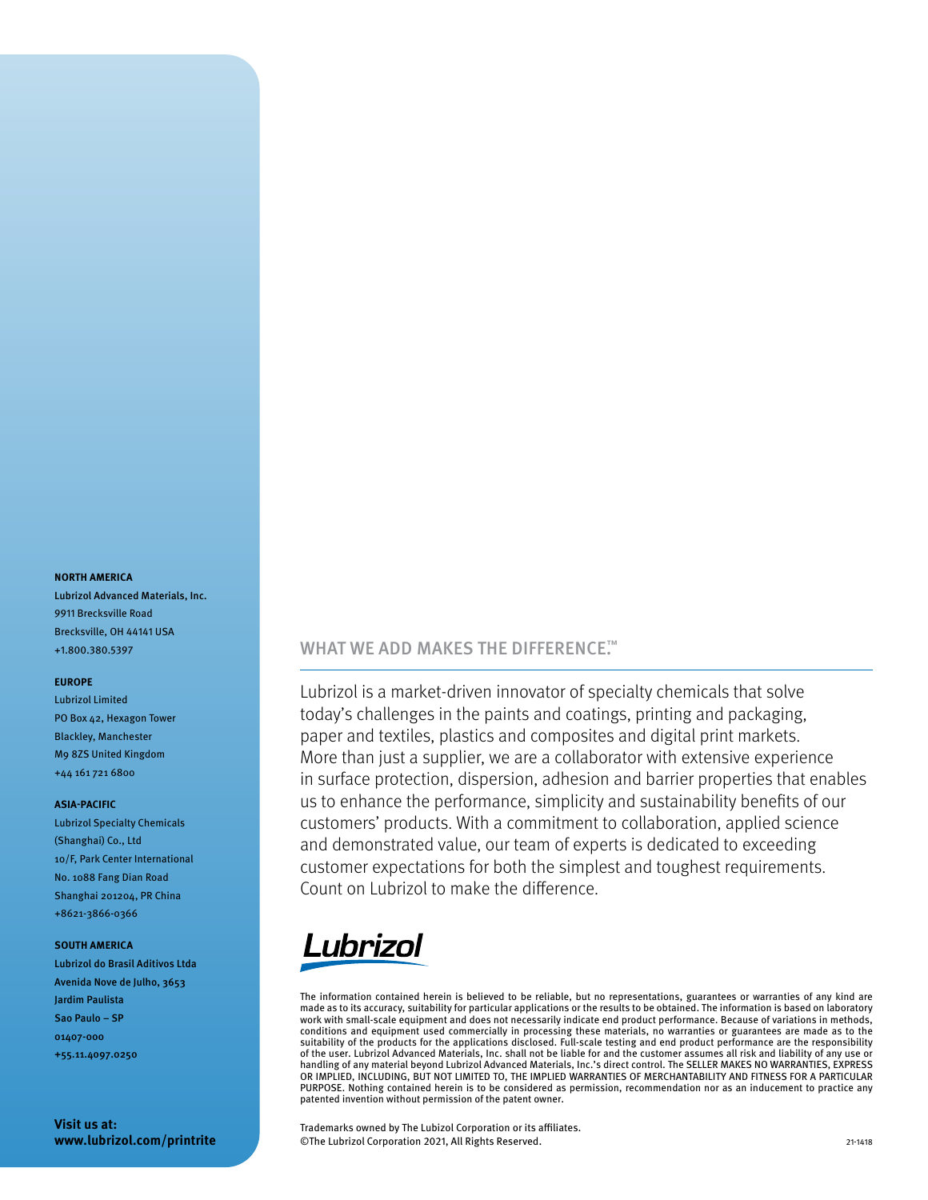**NORTH AMERICA**

**Lubrizol Advanced Materials, Inc.**
9911 Brecksville Road
Brecksville, OH 44141 USA
+1.800.380.5397

**EUROPE**

Lubrizol Limited
PO Box 42, Hexagon Tower
Blackley, Manchester
M9 8ZS United Kingdom
+44 161 721 6800

**ASIA-PACIFIC**

Lubrizol Specialty Chemicals
(Shanghai) Co., Ltd
10/F, Park Center International
No. 1088 Fang Dian Road
Shanghai 201204, PR China
+8621-3866-0366

**SOUTH AMERICA**

**Lubrizol do Brasil Aditivos Ltda**
**Avenida Nove de Julho, 3653**
**Jardim Paulista**
**Sao Paulo – SP**
**01407-000**
**+55.11.4097.0250**

**Visit us at:**
**www.lubrizol.com/printrite**

## WHAT WE ADD MAKES THE DIFFERENCE.™

Lubrizol is a market-driven innovator of specialty chemicals that solve today's challenges in the paints and coatings, printing and packaging, paper and textiles, plastics and composites and digital print markets. More than just a supplier, we are a collaborator with extensive experience in surface protection, dispersion, adhesion and barrier properties that enables us to enhance the performance, simplicity and sustainability benefits of our customers' products. With a commitment to collaboration, applied science and demonstrated value, our team of experts is dedicated to exceeding customer expectations for both the simplest and toughest requirements. Count on Lubrizol to make the difference.

Lubrizol

The information contained herein is believed to be reliable, but no representations, guarantees or warranties of any kind are made as to its accuracy, suitability for particular applications or the results to be obtained. The information is based on laboratory work with small-scale equipment and does not necessarily indicate end product performance. Because of variations in methods, conditions and equipment used commercially in processing these materials, no warranties or guarantees are made as to the suitability of the products for the applications disclosed. Full-scale testing and end product performance are the responsibility of the user. Lubrizol Advanced Materials, Inc. shall not be liable for and the customer assumes all risk and liability of any use or handling of any material beyond Lubrizol Advanced Materials, Inc.'s direct control. The SELLER MAKES NO WARRANTIES, EXPRESS OR IMPLIED, INCLUDING, BUT NOT LIMITED TO, THE IMPLIED WARRANTIES OF MERCHANTABILITY AND FITNESS FOR A PARTICULAR PURPOSE. Nothing contained herein is to be considered as permission, recommendation nor as an inducement to practice any patented invention without permission of the patent owner.

Trademarks owned by The Lubizol Corporation or its affiliates.
©The Lubrizol Corporation 2021, All Rights Reserved.

21-1418